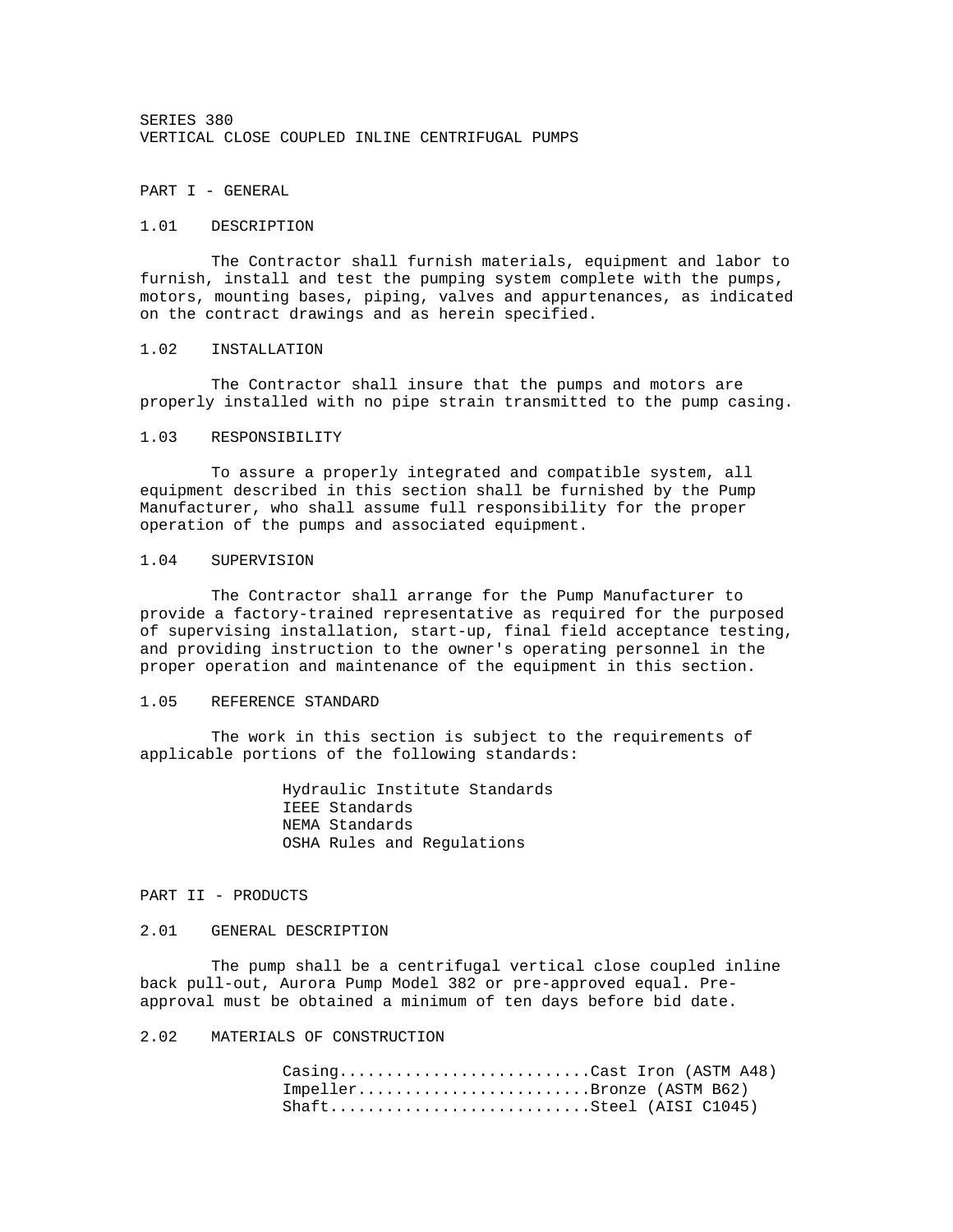# SERIES 380
# VERTICAL CLOSE COUPLED INLINE CENTRIFUGAL PUMPS

## PART I - GENERAL

### 1.01 DESCRIPTION

The Contractor shall furnish materials, equipment and labor to furnish, install and test the pumping system complete with the pumps, motors, mounting bases, piping, valves and appurtenances, as indicated on the contract drawings and as herein specified.

### 1.02 INSTALLATION

The Contractor shall insure that the pumps and motors are properly installed with no pipe strain transmitted to the pump casing.

### 1.03 RESPONSIBILITY

To assure a properly integrated and compatible system, all equipment described in this section shall be furnished by the Pump Manufacturer, who shall assume full responsibility for the proper operation of the pumps and associated equipment.

### 1.04 SUPERVISION

The Contractor shall arrange for the Pump Manufacturer to provide a factory-trained representative as required for the purposed of supervising installation, start-up, final field acceptance testing, and providing instruction to the owner's operating personnel in the proper operation and maintenance of the equipment in this section.

### 1.05 REFERENCE STANDARD

The work in this section is subject to the requirements of applicable portions of the following standards:

- Hydraulic Institute Standards
- IEEE Standards
- NEMA Standards
- OSHA Rules and Regulations

## PART II - PRODUCTS

### 2.01 GENERAL DESCRIPTION

The pump shall be a centrifugal vertical close coupled inline back pull-out, Aurora Pump Model 382 or pre-approved equal. Pre-approval must be obtained a minimum of ten days before bid date.

### 2.02 MATERIALS OF CONSTRUCTION

Casing...........................Cast Iron (ASTM A48)
Impeller.........................Bronze (ASTM B62)
Shaft............................Steel (AISI C1045)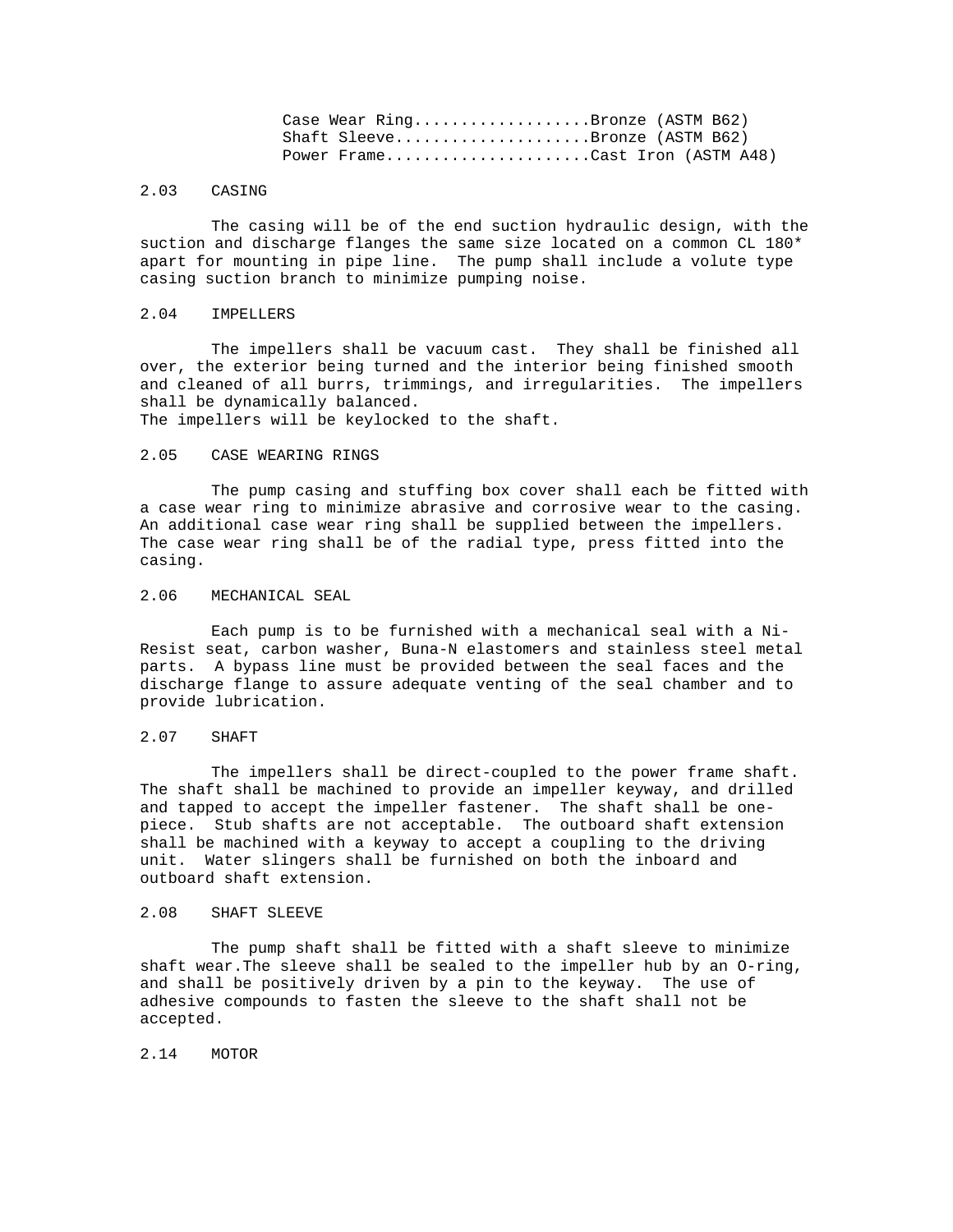Case Wear Ring...................Bronze (ASTM B62)
Shaft Sleeve.....................Bronze (ASTM B62)
Power Frame......................Cast Iron (ASTM A48)

## 2.03 CASING

The casing will be of the end suction hydraulic design, with the suction and discharge flanges the same size located on a common CL 180* apart for mounting in pipe line. The pump shall include a volute type casing suction branch to minimize pumping noise.

## 2.04 IMPELLERS

The impellers shall be vacuum cast. They shall be finished all over, the exterior being turned and the interior being finished smooth and cleaned of all burrs, trimmings, and irregularities. The impellers shall be dynamically balanced.
The impellers will be keylocked to the shaft.

## 2.05 CASE WEARING RINGS

The pump casing and stuffing box cover shall each be fitted with a case wear ring to minimize abrasive and corrosive wear to the casing. An additional case wear ring shall be supplied between the impellers. The case wear ring shall be of the radial type, press fitted into the casing.

## 2.06 MECHANICAL SEAL

Each pump is to be furnished with a mechanical seal with a Ni-Resist seat, carbon washer, Buna-N elastomers and stainless steel metal parts. A bypass line must be provided between the seal faces and the discharge flange to assure adequate venting of the seal chamber and to provide lubrication.

## 2.07 SHAFT

The impellers shall be direct-coupled to the power frame shaft. The shaft shall be machined to provide an impeller keyway, and drilled and tapped to accept the impeller fastener. The shaft shall be one-piece. Stub shafts are not acceptable. The outboard shaft extension shall be machined with a keyway to accept a coupling to the driving unit. Water slingers shall be furnished on both the inboard and outboard shaft extension.

## 2.08 SHAFT SLEEVE

The pump shaft shall be fitted with a shaft sleeve to minimize shaft wear.The sleeve shall be sealed to the impeller hub by an O-ring, and shall be positively driven by a pin to the keyway. The use of adhesive compounds to fasten the sleeve to the shaft shall not be accepted.

## 2.14 MOTOR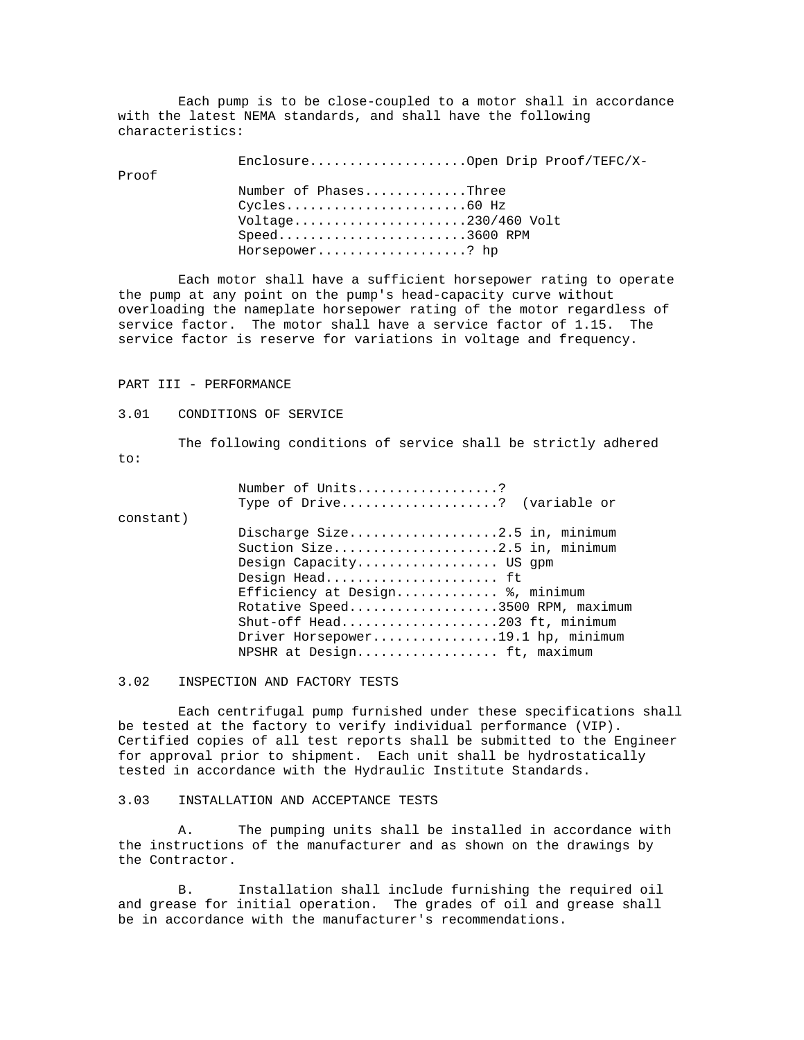Each pump is to be close-coupled to a motor shall in accordance with the latest NEMA standards, and shall have the following characteristics:

Enclosure....................Open Drip Proof/TEFC/X-Proof
Number of Phases.............Three
Cycles.......................60 Hz
Voltage......................230/460 Volt
Speed........................3600 RPM
Horsepower...................? hp

Each motor shall have a sufficient horsepower rating to operate the pump at any point on the pump's head-capacity curve without overloading the nameplate horsepower rating of the motor regardless of service factor. The motor shall have a service factor of 1.15. The service factor is reserve for variations in voltage and frequency.

## PART III - PERFORMANCE

### 3.01 CONDITIONS OF SERVICE

The following conditions of service shall be strictly adhered to:

Number of Units..................?
Type of Drive....................? (variable or constant)
Discharge Size...................2.5 in, minimum
Suction Size.....................2.5 in, minimum
Design Capacity.................. US gpm
Design Head...................... ft
Efficiency at Design............. %, minimum
Rotative Speed...................3500 RPM, maximum
Shut-off Head....................203 ft, minimum
Driver Horsepower................19.1 hp, minimum
NPSHR at Design.................. ft, maximum

### 3.02 INSPECTION AND FACTORY TESTS

Each centrifugal pump furnished under these specifications shall be tested at the factory to verify individual performance (VIP). Certified copies of all test reports shall be submitted to the Engineer for approval prior to shipment. Each unit shall be hydrostatically tested in accordance with the Hydraulic Institute Standards.

### 3.03 INSTALLATION AND ACCEPTANCE TESTS

A. The pumping units shall be installed in accordance with the instructions of the manufacturer and as shown on the drawings by the Contractor.

B. Installation shall include furnishing the required oil and grease for initial operation. The grades of oil and grease shall be in accordance with the manufacturer's recommendations.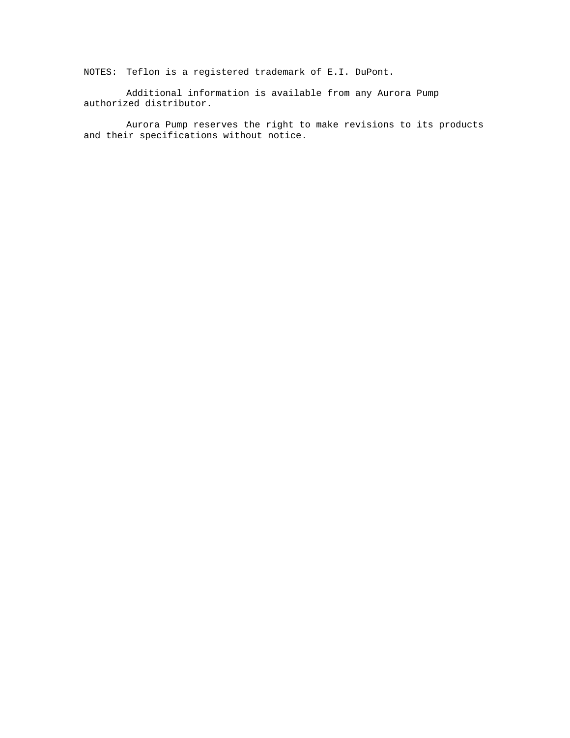NOTES: Teflon is a registered trademark of E.I. DuPont.

Additional information is available from any Aurora Pump authorized distributor.

Aurora Pump reserves the right to make revisions to its products and their specifications without notice.